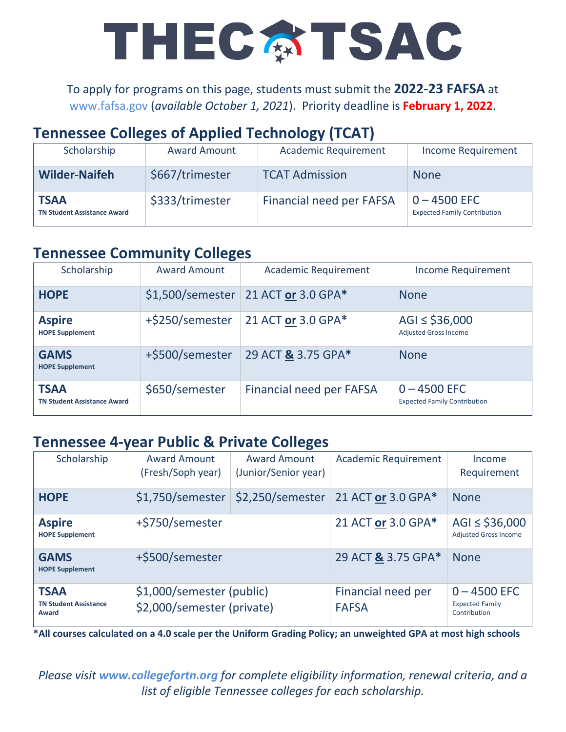# THEC TSAC

To apply for programs on this page, students must submit the **2022-23 FAFSA** at www.fafsa.gov (*available October 1, 2021*). Priority deadline is **February 1, 2022**.

## Tennessee Colleges of Applied Technology (TCAT)

| Scholarship | Award Amount | Academic Requirement | Income Requirement |
|---|---|---|---|
| **Wilder-Naifeh** | $667/trimester | TCAT Admission | None |
| **TSAA** **TN Student Assistance Award** | $333/trimester | Financial need per FAFSA | 0 – 4500 EFC Expected Family Contribution |

## Tennessee Community Colleges

| Scholarship | Award Amount | Academic Requirement | Income Requirement |
|---|---|---|---|
| **HOPE** | $1,500/semester | 21 ACT **or** 3.0 GPA* | None |
| **Aspire** **HOPE Supplement** | +$250/semester | 21 ACT **or** 3.0 GPA* | AGI ≤ $36,000 Adjusted Gross Income |
| **GAMS** **HOPE Supplement** | +$500/semester | 29 ACT **&** 3.75 GPA* | None |
| **TSAA** **TN Student Assistance Award** | $650/semester | Financial need per FAFSA | 0 – 4500 EFC Expected Family Contribution |

## Tennessee 4-year Public & Private Colleges

| Scholarship | Award Amount (Fresh/Soph year) | Award Amount (Junior/Senior year) | Academic Requirement | Income Requirement |
|---|---|---|---|---|
| **HOPE** | $1,750/semester | $2,250/semester | 21 ACT **or** 3.0 GPA* | None |
| **Aspire** **HOPE Supplement** | +$750/semester | | 21 ACT **or** 3.0 GPA* | AGI ≤ $36,000 Adjusted Gross Income |
| **GAMS** **HOPE Supplement** | +$500/semester | | 29 ACT **&** 3.75 GPA* | None |
| **TSAA** **TN Student Assistance Award** | $1,000/semester (public) $2,000/semester (private) | | Financial need per FAFSA | 0 – 4500 EFC Expected Family Contribution |

***All courses calculated on a 4.0 scale per the Uniform Grading Policy; an unweighted GPA at most high schools**

*Please visit **www.collegefortn.org** for complete eligibility information, renewal criteria, and a list of eligible Tennessee colleges for each scholarship.*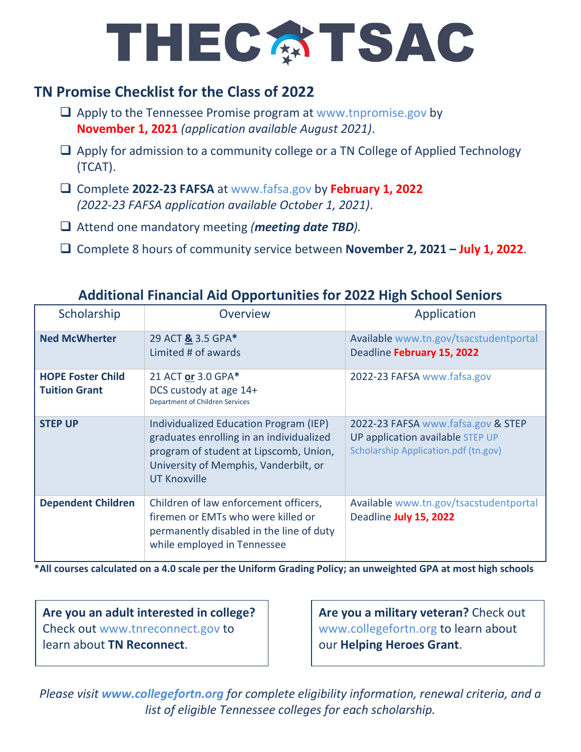# THEC TSAC

## TN Promise Checklist for the Class of 2022

- ☐ Apply to the Tennessee Promise program at www.tnpromise.gov by **November 1, 2021** *(application available August 2021)*.
- ☐ Apply for admission to a community college or a TN College of Applied Technology (TCAT).
- ☐ Complete **2022-23 FAFSA** at www.fafsa.gov by **February 1, 2022** *(2022-23 FAFSA application available October 1, 2021)*.
- ☐ Attend one mandatory meeting *(**meeting date TBD**)*.
- ☐ Complete 8 hours of community service between **November 2, 2021 – July 1, 2022**.

## Additional Financial Aid Opportunities for 2022 High School Seniors

| Scholarship | Overview | Application |
|---|---|---|
| **Ned McWherter** | 29 ACT **&** 3.5 GPA*<br>Limited # of awards | Available www.tn.gov/tsacstudentportal<br>Deadline **February 15, 2022** |
| **HOPE Foster Child Tuition Grant** | 21 ACT **or** 3.0 GPA*<br>DCS custody at age 14+<br>Department of Children Services | 2022-23 FAFSA www.fafsa.gov |
| **STEP UP** | Individualized Education Program (IEP) graduates enrolling in an individualized program of student at Lipscomb, Union, University of Memphis, Vanderbilt, or UT Knoxville | 2022-23 FAFSA www.fafsa.gov & STEP UP application available STEP UP Scholarship Application.pdf (tn.gov) |
| **Dependent Children** | Children of law enforcement officers, firemen or EMTs who were killed or permanently disabled in the line of duty while employed in Tennessee | Available www.tn.gov/tsacstudentportal<br>Deadline **July 15, 2022** |

***All courses calculated on a 4.0 scale per the Uniform Grading Policy; an unweighted GPA at most high schools**

**Are you an adult interested in college?** Check out www.tnreconnect.gov to learn about **TN Reconnect**.

**Are you a military veteran?** Check out www.collegefortn.org to learn about our **Helping Heroes Grant**.

*Please visit **www.collegefortn.org** for complete eligibility information, renewal criteria, and a list of eligible Tennessee colleges for each scholarship.*